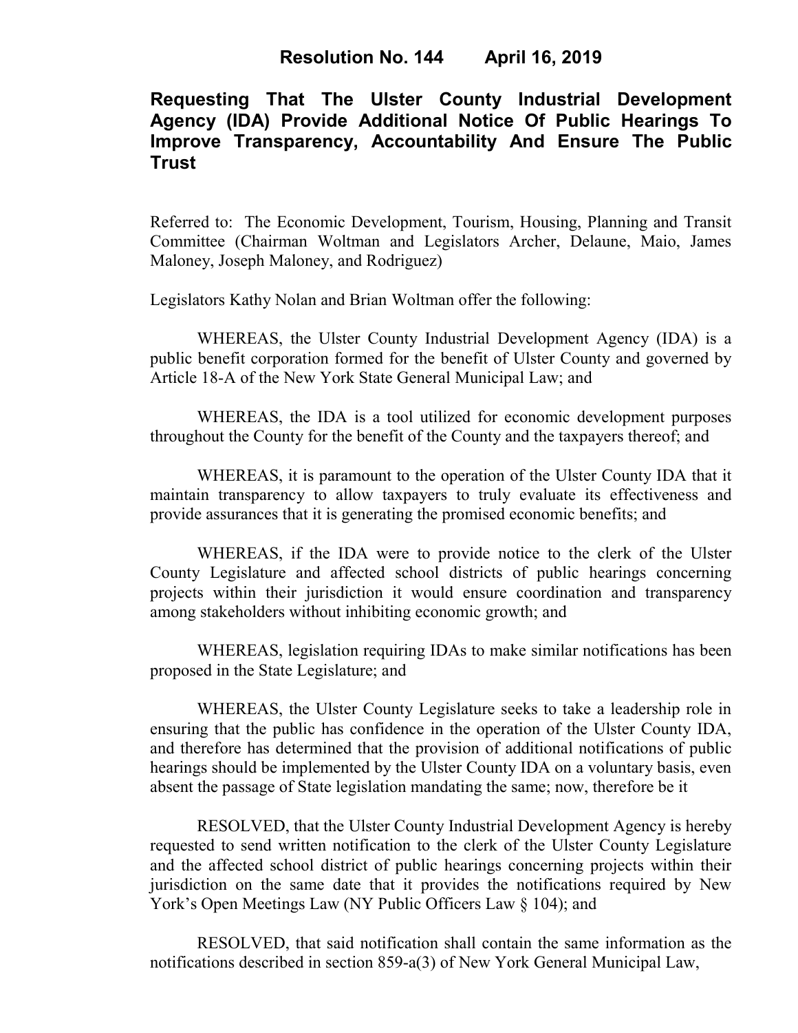# Resolution No. 144 April 16, 2019

## Requesting That The Ulster County Industrial Development Agency (IDA) Provide Additional Notice Of Public Hearings To Improve Transparency, Accountability And Ensure The Public Trust

Referred to: The Economic Development, Tourism, Housing, Planning and Transit Committee (Chairman Woltman and Legislators Archer, Delaune, Maio, James Maloney, Joseph Maloney, and Rodriguez)

Legislators Kathy Nolan and Brian Woltman offer the following:

WHEREAS, the Ulster County Industrial Development Agency (IDA) is a public benefit corporation formed for the benefit of Ulster County and governed by Article 18-A of the New York State General Municipal Law; and

WHEREAS, the IDA is a tool utilized for economic development purposes throughout the County for the benefit of the County and the taxpayers thereof; and

WHEREAS, it is paramount to the operation of the Ulster County IDA that it maintain transparency to allow taxpayers to truly evaluate its effectiveness and provide assurances that it is generating the promised economic benefits; and

WHEREAS, if the IDA were to provide notice to the clerk of the Ulster County Legislature and affected school districts of public hearings concerning projects within their jurisdiction it would ensure coordination and transparency among stakeholders without inhibiting economic growth; and

WHEREAS, legislation requiring IDAs to make similar notifications has been proposed in the State Legislature; and

WHEREAS, the Ulster County Legislature seeks to take a leadership role in ensuring that the public has confidence in the operation of the Ulster County IDA, and therefore has determined that the provision of additional notifications of public hearings should be implemented by the Ulster County IDA on a voluntary basis, even absent the passage of State legislation mandating the same; now, therefore be it

RESOLVED, that the Ulster County Industrial Development Agency is hereby requested to send written notification to the clerk of the Ulster County Legislature and the affected school district of public hearings concerning projects within their jurisdiction on the same date that it provides the notifications required by New York's Open Meetings Law (NY Public Officers Law § 104); and

RESOLVED, that said notification shall contain the same information as the notifications described in section 859-a(3) of New York General Municipal Law,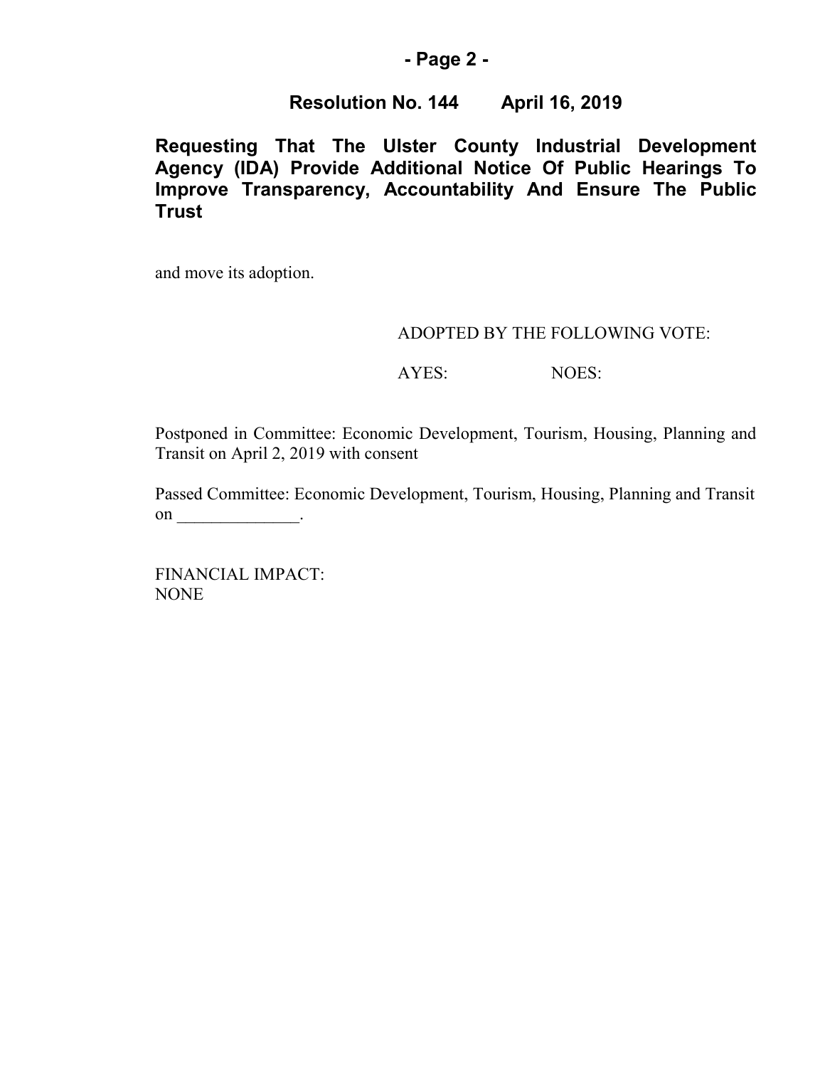**Resolution No. 144 April 16, 2019**

**Requesting That The Ulster County Industrial Development Agency (IDA) Provide Additional Notice Of Public Hearings To Improve Transparency, Accountability And Ensure The Public Trust**

and move its adoption.

ADOPTED BY THE FOLLOWING VOTE:

AYES: NOES:

Postponed in Committee: Economic Development, Tourism, Housing, Planning and Transit on April 2, 2019 with consent

Passed Committee: Economic Development, Tourism, Housing, Planning and Transit on ______________.

FINANCIAL IMPACT:
NONE